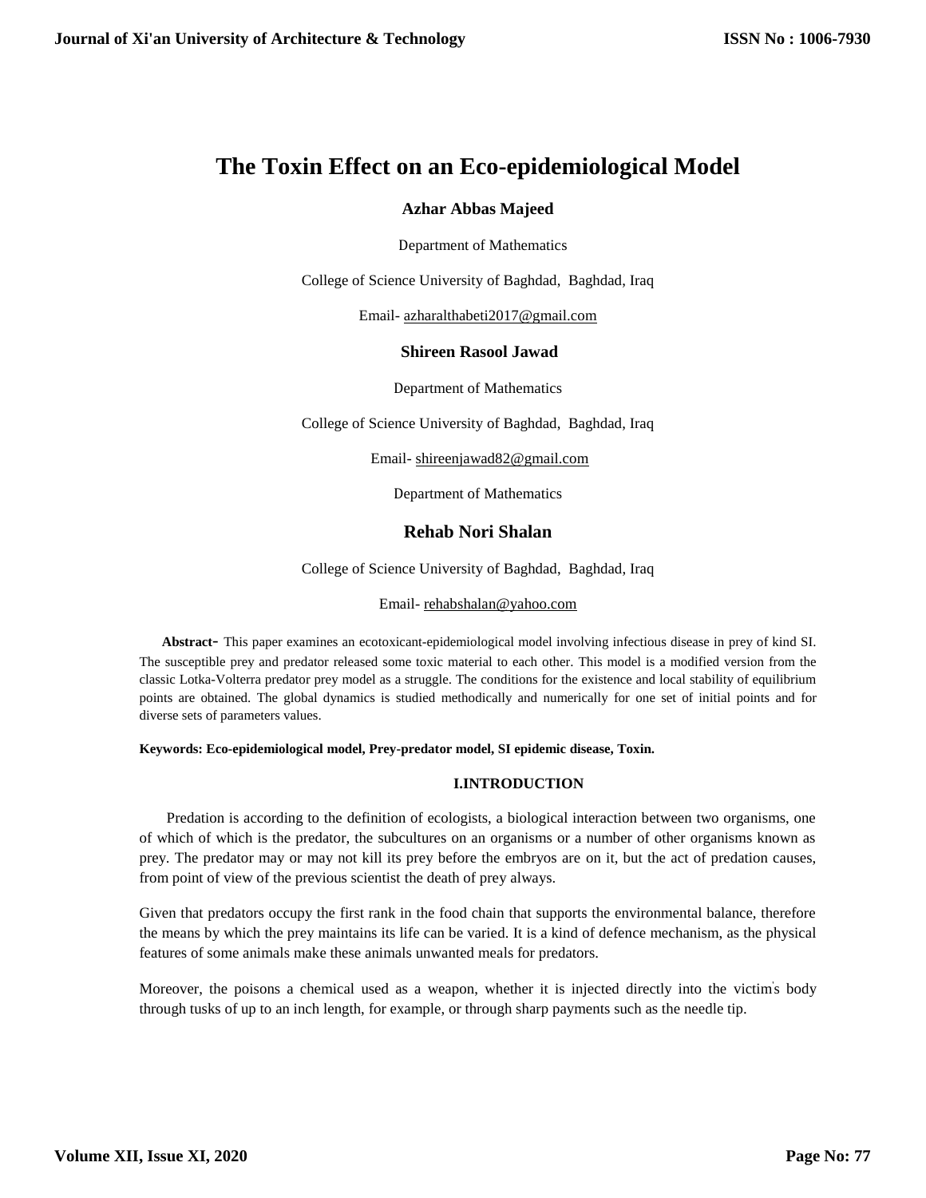# The Toxin Effect on an Eco-epidemiological Model

**Azhar Abbas Majeed**

Department of Mathematics

College of Science University of Baghdad, Baghdad, Iraq

Email- azharalthabeti2017@gmail.com

**Shireen Rasool Jawad**

Department of Mathematics

College of Science University of Baghdad, Baghdad, Iraq

Email- shireenjawad82@gmail.com

Department of Mathematics

**Rehab Nori Shalan**

College of Science University of Baghdad, Baghdad, Iraq

Email- rehabshalan@yahoo.com

**Abstract-** This paper examines an ecotoxicant-epidemiological model involving infectious disease in prey of kind SI. The susceptible prey and predator released some toxic material to each other. This model is a modified version from the classic Lotka-Volterra predator prey model as a struggle. The conditions for the existence and local stability of equilibrium points are obtained. The global dynamics is studied methodically and numerically for one set of initial points and for diverse sets of parameters values.

**Keywords: Eco-epidemiological model, Prey-predator model, SI epidemic disease, Toxin.**

## I.INTRODUCTION

Predation is according to the definition of ecologists, a biological interaction between two organisms, one of which of which is the predator, the subcultures on an organisms or a number of other organisms known as prey. The predator may or may not kill its prey before the embryos are on it, but the act of predation causes, from point of view of the previous scientist the death of prey always.

Given that predators occupy the first rank in the food chain that supports the environmental balance, therefore the means by which the prey maintains its life can be varied. It is a kind of defence mechanism, as the physical features of some animals make these animals unwanted meals for predators.

Moreover, the poisons a chemical used as a weapon, whether it is injected directly into the victim's body through tusks of up to an inch length, for example, or through sharp payments such as the needle tip.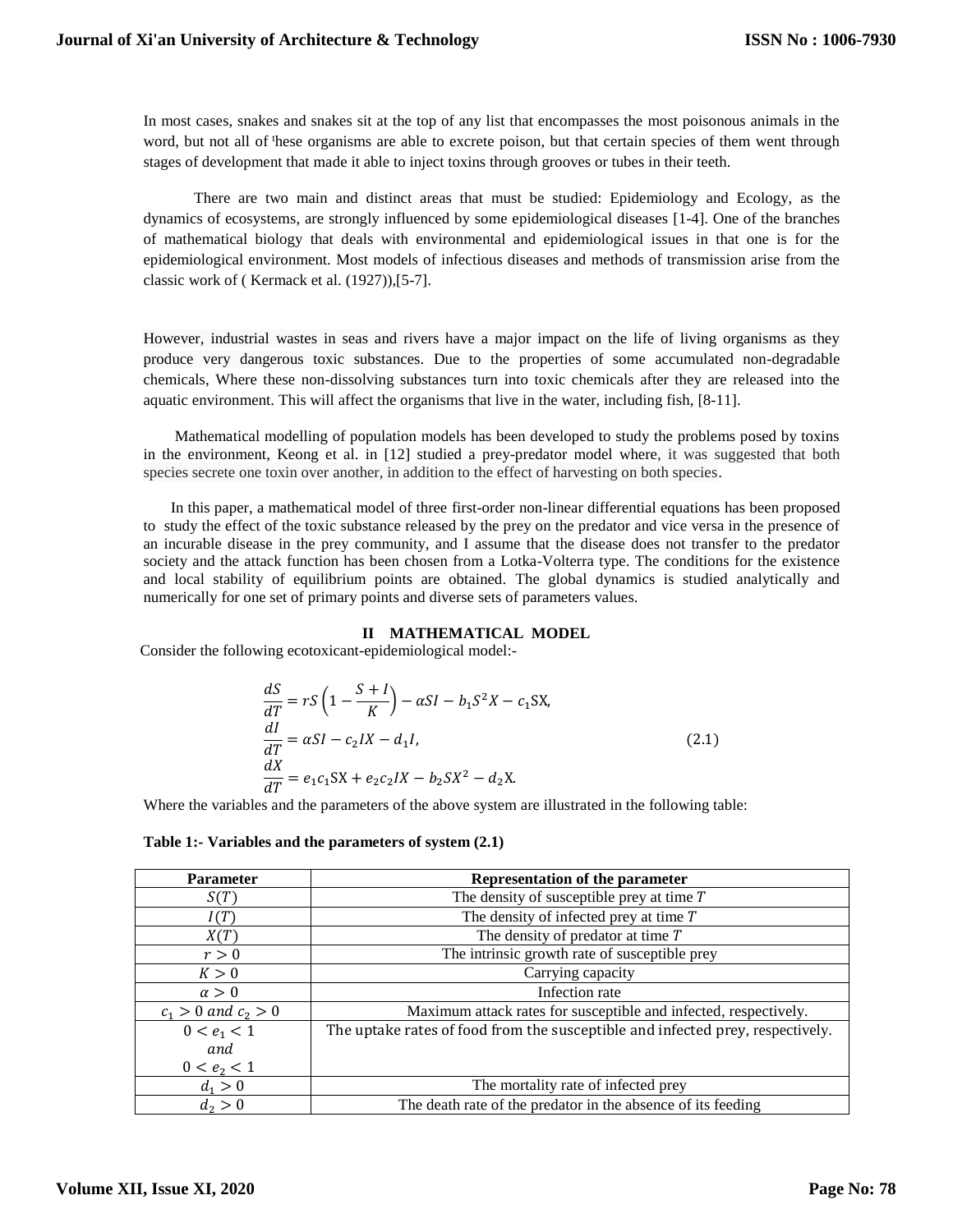In most cases, snakes and snakes sit at the top of any list that encompasses the most poisonous animals in the word, but not all of these organisms are able to excrete poison, but that certain species of them went through stages of development that made it able to inject toxins through grooves or tubes in their teeth.

There are two main and distinct areas that must be studied: Epidemiology and Ecology, as the dynamics of ecosystems, are strongly influenced by some epidemiological diseases [1-4]. One of the branches of mathematical biology that deals with environmental and epidemiological issues in that one is for the epidemiological environment. Most models of infectious diseases and methods of transmission arise from the classic work of ( Kermack et al. (1927)),[5-7].

However, industrial wastes in seas and rivers have a major impact on the life of living organisms as they produce very dangerous toxic substances. Due to the properties of some accumulated non-degradable chemicals, Where these non-dissolving substances turn into toxic chemicals after they are released into the aquatic environment. This will affect the organisms that live in the water, including fish, [8-11].

Mathematical modelling of population models has been developed to study the problems posed by toxins in the environment, Keong et al. in [12] studied a prey-predator model where, it was suggested that both species secrete one toxin over another, in addition to the effect of harvesting on both species.

In this paper, a mathematical model of three first-order non-linear differential equations has been proposed to study the effect of the toxic substance released by the prey on the predator and vice versa in the presence of an incurable disease in the prey community, and I assume that the disease does not transfer to the predator society and the attack function has been chosen from a Lotka-Volterra type. The conditions for the existence and local stability of equilibrium points are obtained. The global dynamics is studied analytically and numerically for one set of primary points and diverse sets of parameters values.

## II MATHEMATICAL MODEL

Consider the following ecotoxicant-epidemiological model:-

$$
\begin{aligned}
\frac{dS}{dT} &= rS\left(1-\frac{S+I}{K}\right)-\alpha SI-b_1S^2X-c_1SX, \\
\frac{dI}{dT} &= \alpha SI-c_2IX-d_1I, \\
\frac{dX}{dT} &= e_1c_1SX+e_2c_2IX-b_2SX^2-d_2X.
\end{aligned}
\tag{2.1}
$$

Where the variables and the parameters of the above system are illustrated in the following table:

**Table 1:- Variables and the parameters of system (2.1)**

| Parameter | Representation of the parameter |
|---|---|
| $S(T)$ | The density of susceptible prey at time $T$ |
| $I(T)$ | The density of infected prey at time $T$ |
| $X(T)$ | The density of predator at time $T$ |
| $r>0$ | The intrinsic growth rate of susceptible prey |
| $K>0$ | Carrying capacity |
| $\alpha>0$ | Infection rate |
| $c_1>0$ and $c_2>0$ | Maximum attack rates for susceptible and infected, respectively. |
| $0<e_1<1$ and $0<e_2<1$ | The uptake rates of food from the susceptible and infected prey, respectively. |
| $d_1>0$ | The mortality rate of infected prey |
| $d_2>0$ | The death rate of the predator in the absence of its feeding |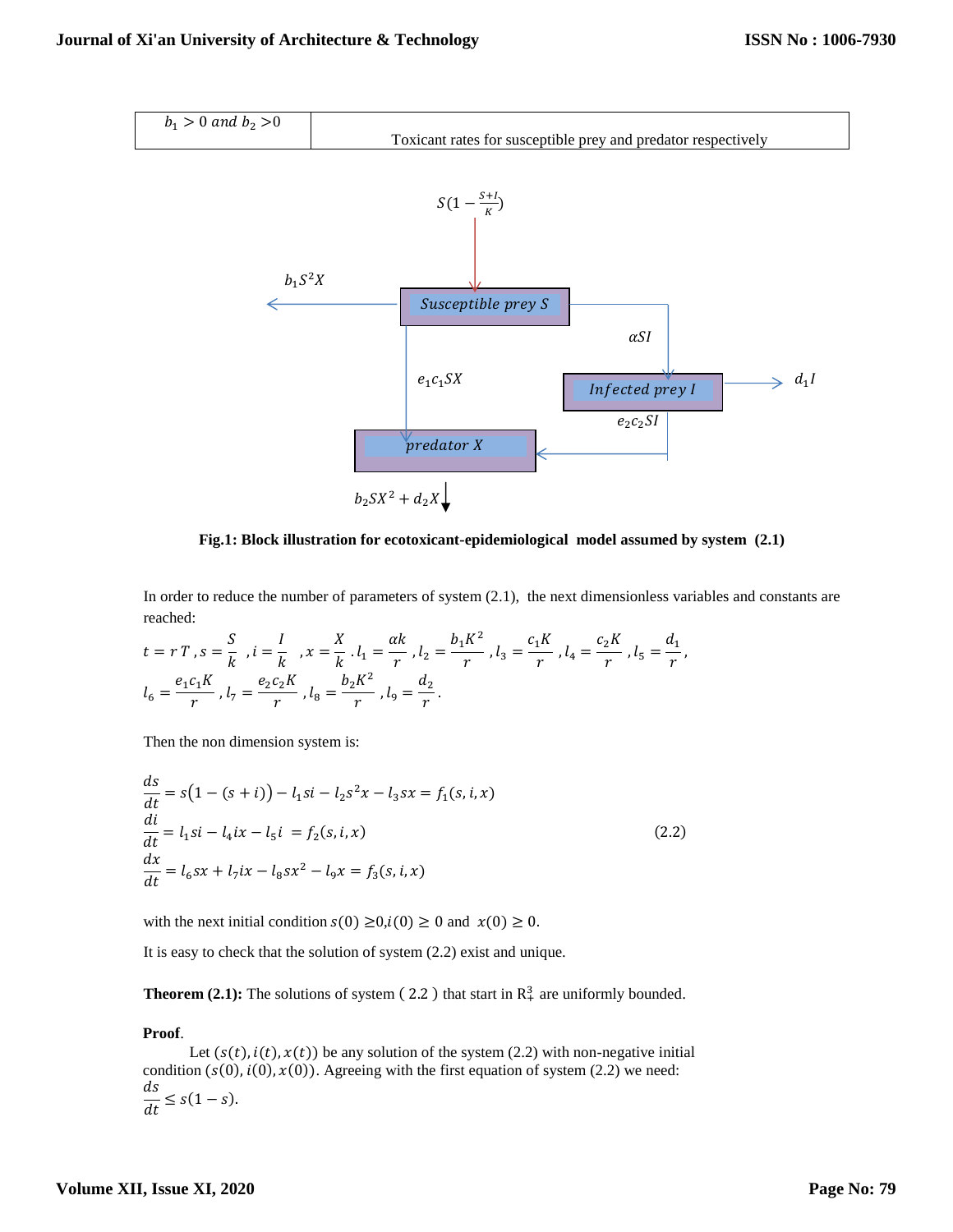| | |
|---|---|
| $b_1 > 0$ and $b_2 > 0$ | Toxicant rates for susceptible prey and predator respectively |

**Fig.1: Block illustration for ecotoxicant-epidemiological model assumed by system (2.1)**

In order to reduce the number of parameters of system (2.1), the next dimensionless variables and constants are reached:

$$t = rT\,, s = \frac{S}{k}\ \ , i = \frac{I}{k}\ \ , x = \frac{X}{k}\ . l_1 = \frac{\alpha k}{r}\ , l_2 = \frac{b_1 K^2}{r}\ , l_3 = \frac{c_1 K}{r}\ , l_4 = \frac{c_2 K}{r}\ , l_5 = \frac{d_1}{r},$$
$$l_6 = \frac{e_1 c_1 K}{r}\ , l_7 = \frac{e_2 c_2 K}{r}\ , l_8 = \frac{b_2 K^2}{r}\ , l_9 = \frac{d_2}{r}.$$

Then the non dimension system is:

$$\begin{aligned}
\frac{ds}{dt} &= s\big(1 - (s+i)\big) - l_1 si - l_2 s^2 x - l_3 sx = f_1(s,i,x) \\
\frac{di}{dt} &= l_1 si - l_4 ix - l_5 i\ = f_2(s,i,x) \\
\frac{dx}{dt} &= l_6 sx + l_7 ix - l_8 sx^2 - l_9 x = f_3(s,i,x)
\end{aligned} \tag{2.2}$$

with the next initial condition $s(0) \geq 0, i(0) \geq 0$ and $x(0) \geq 0$.

It is easy to check that the solution of system (2.2) exist and unique.

**Theorem (2.1):** The solutions of system ( 2.2 ) that start in $R_+^3$ are uniformly bounded.

**Proof**.

Let $(s(t), i(t), x(t))$ be any solution of the system (2.2) with non-negative initial condition $(s(0), i(0), x(0))$. Agreeing with the first equation of system (2.2) we need:

$$\frac{ds}{dt} \leq s(1-s).$$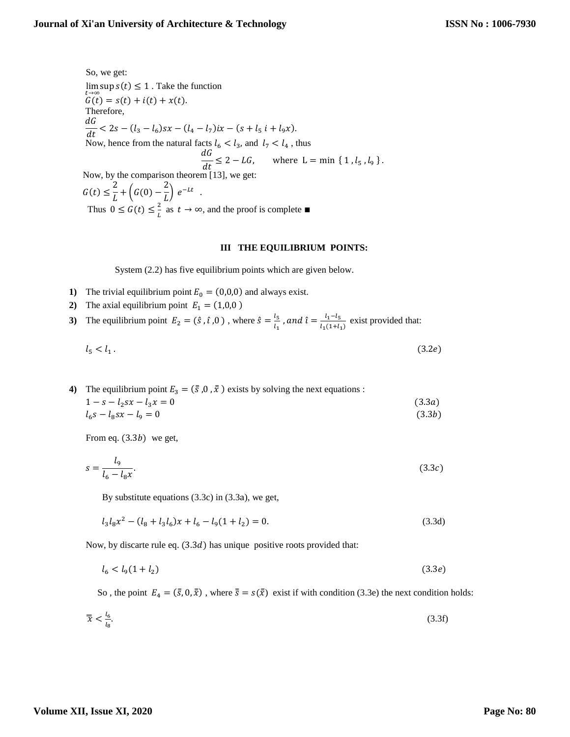So, we get:

$\limsup_{t\to\infty} s(t) \leq 1$ . Take the function

$G(t) = s(t) + i(t) + x(t)$.

Therefore,

$$\frac{dG}{dt} < 2s - (l_3 - l_6)sx - (l_4 - l_7)ix - (s + l_5\, i + l_9 x).$$

Now, hence from the natural facts $l_6 < l_3$, and $l_7 < l_4$ , thus

$$\frac{dG}{dt} \leq 2 - LG, \qquad \text{where } L = \min\{1, l_5, l_9\}.$$

Now, by the comparison theorem [13], we get:

$$G(t) \leq \frac{2}{L} + \left(G(0) - \frac{2}{L}\right) e^{-Lt} \ .$$

Thus $0 \leq G(t) \leq \frac{2}{L}$ as $t \to \infty$, and the proof is complete ■

## III THE EQUILIBRIUM POINTS:

System (2.2) has five equilibrium points which are given below.

1) The trivial equilibrium point $E_0 = (0,0,0)$ and always exist.
2) The axial equilibrium point $E_1 = (1,0,0)$
3) The equilibrium point $E_2 = (\hat{s}, \hat{\imath}, 0)$ , where $\hat{s} = \frac{l_5}{l_1}$ , $and\ \hat{\imath} = \frac{l_1 - l_5}{l_1(1+l_1)}$ exist provided that:

$$l_5 < l_1 . \tag{3.2e}$$

4) The equilibrium point $E_3 = (\bar{s}, 0, \bar{x})$ exists by solving the next equations :

$$1 - s - l_2 sx - l_3 x = 0 \tag{3.3a}$$

$$l_6 s - l_8 sx - l_9 = 0 \tag{3.3b}$$

From eq. $(3.3b)$ we get,

$$s = \frac{l_9}{l_6 - l_8 x}. \tag{3.3c}$$

By substitute equations (3.3c) in (3.3a), we get,

$$l_3 l_8 x^2 - (l_8 + l_3 l_6)x + l_6 - l_9(1 + l_2) = 0. \tag{3.3d}$$

Now, by discarte rule eq. $(3.3d)$ has unique positive roots provided that:

$$l_6 < l_9(1 + l_2) \tag{3.3e}$$

So , the point $E_4 = (\bar{\bar{s}}, 0, \bar{\bar{x}})$ , where $\bar{\bar{s}} = s(\bar{\bar{x}})$ exist if with condition (3.3e) the next condition holds:

$$\bar{\bar{x}} < \frac{l_6}{l_8}. \tag{3.3f}$$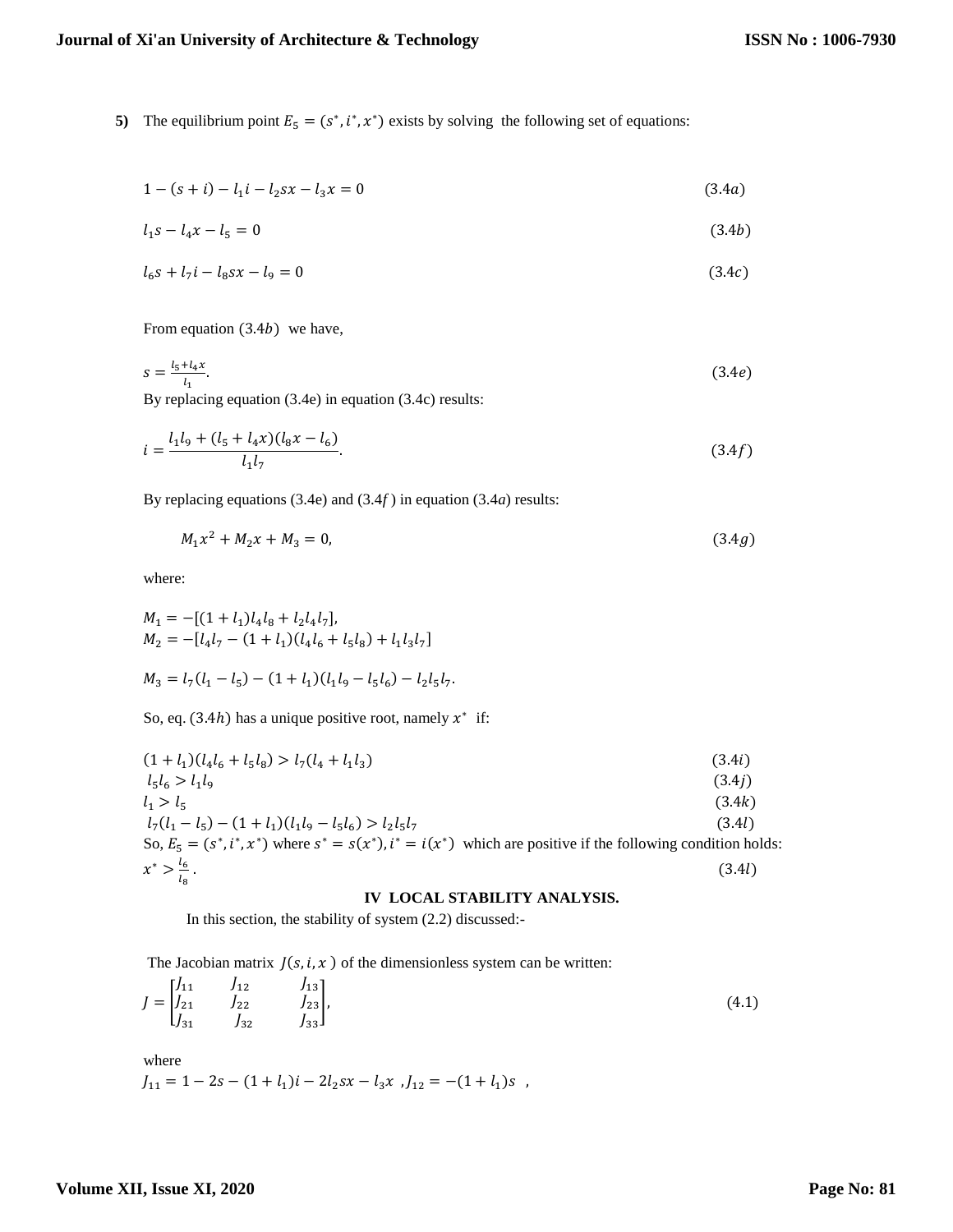**5)** The equilibrium point $E_5 = (s^*, i^*, x^*)$ exists by solving the following set of equations:

$$1-(s+i)-l_1 i - l_2 sx - l_3 x = 0 \tag{3.4a}$$

$$l_1 s - l_4 x - l_5 = 0 \tag{3.4b}$$

$$l_6 s + l_7 i - l_8 sx - l_9 = 0 \tag{3.4c}$$

From equation $(3.4b)$ we have,

$$s = \frac{l_5 + l_4 x}{l_1}. \tag{3.4e}$$

By replacing equation (3.4e) in equation (3.4c) results:

$$i = \frac{l_1 l_9 + (l_5 + l_4 x)(l_8 x - l_6)}{l_1 l_7}. \tag{3.4f}$$

By replacing equations (3.4e) and $(3.4f)$ in equation $(3.4a)$ results:

$$M_1 x^2 + M_2 x + M_3 = 0, \tag{3.4g}$$

where:

$M_1 = -[(1+l_1) l_4 l_8 + l_2 l_4 l_7]$,
$M_2 = -[l_4 l_7 - (1+l_1)(l_4 l_6 + l_5 l_8) + l_1 l_3 l_7]$

$M_3 = l_7(l_1 - l_5) - (1+l_1)(l_1 l_9 - l_5 l_6) - l_2 l_5 l_7$.

So, eq. $(3.4h)$ has a unique positive root, namely $x^*$ if:

$$(1+l_1)(l_4 l_6 + l_5 l_8) > l_7(l_4 + l_1 l_3) \tag{3.4i}$$
$$l_5 l_6 > l_1 l_9 \tag{3.4j}$$
$$l_1 > l_5 \tag{3.4k}$$
$$l_7(l_1 - l_5) - (1+l_1)(l_1 l_9 - l_5 l_6) > l_2 l_5 l_7 \tag{3.4l}$$

So, $E_5 = (s^*, i^*, x^*)$ where $s^* = s(x^*), i^* = i(x^*)$ which are positive if the following condition holds:

$$x^* > \frac{l_6}{l_8}. \tag{3.4l}$$

## IV LOCAL STABILITY ANALYSIS.

In this section, the stability of system (2.2) discussed:-

The Jacobian matrix $J(s, i, x)$ of the dimensionless system can be written:

$$J = \begin{bmatrix} J_{11} & J_{12} & J_{13} \\ J_{21} & J_{22} & J_{23} \\ J_{31} & J_{32} & J_{33} \end{bmatrix}, \tag{4.1}$$

where

$J_{11} = 1 - 2s - (1+l_1)i - 2l_2 sx - l_3 x$ , $J_{12} = -(1+l_1)s$ ,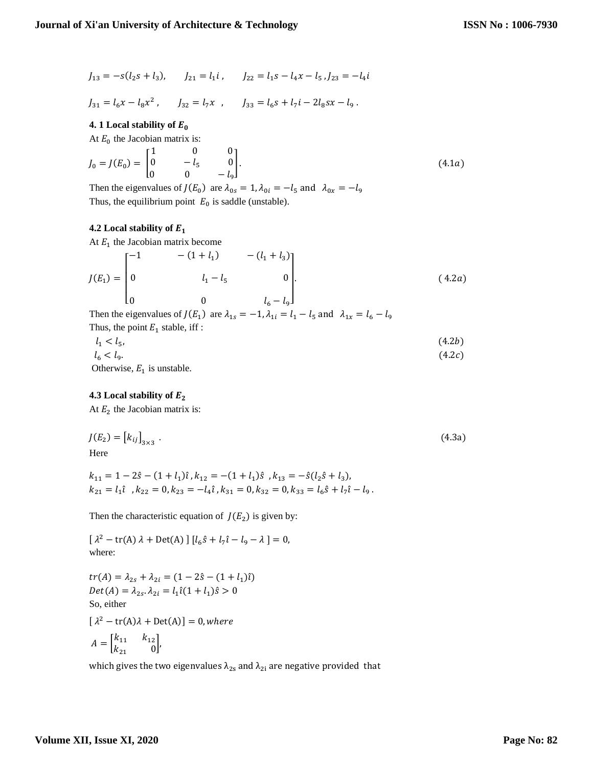$J_{13} = -s(l_2 s + l_3)$, $\quad J_{21} = l_1 i$ , $\quad J_{22} = l_1 s - l_4 x - l_5$ , $J_{23} = -l_4 i$

$J_{31} = l_6 x - l_8 x^2$ , $\quad J_{32} = l_7 x$ , $\quad J_{33} = l_6 s + l_7 i - 2l_8 sx - l_9$ .

**4. 1 Local stability of $E_0$**

At $E_0$ the Jacobian matrix is:

$$J_0 = J(E_0) = \begin{bmatrix} 1 & 0 & 0 \\ 0 & -l_5 & 0 \\ 0 & 0 & -l_9 \end{bmatrix}. \tag{4.1a}$$

Then the eigenvalues of $J(E_0)$ are $\lambda_{0s} = 1, \lambda_{0i} = -l_5$ and $\lambda_{0x} = -l_9$

Thus, the equilibrium point $E_0$ is saddle (unstable).

**4.2 Local stability of $E_1$**

At $E_1$ the Jacobian matrix become

$$J(E_1) = \begin{bmatrix} -1 & -(1 + l_1) & -(l_1 + l_3) \\ 0 & l_1 - l_5 & 0 \\ 0 & 0 & l_6 - l_9 \end{bmatrix}. \tag{4.2a}$$

Then the eigenvalues of $J(E_1)$ are $\lambda_{1s} = -1, \lambda_{1i} = l_1 - l_5$ and $\lambda_{1x} = l_6 - l_9$

Thus, the point $E_1$ stable, iff :

$$l_1 < l_5, \tag{4.2b}$$

$$l_6 < l_9. \tag{4.2c}$$

Otherwise, $E_1$ is unstable.

**4.3 Local stability of $E_2$**

At $E_2$ the Jacobian matrix is:

$$J(E_2) = [k_{ij}]_{3\times 3} \ . \tag{4.3a}$$

Here

$k_{11} = 1 - 2\hat{s} - (1 + l_1)\hat{\imath}$ , $k_{12} = -(1 + l_1)\hat{s}$ , $k_{13} = -\hat{s}(l_2 \hat{s} + l_3)$,
$k_{21} = l_1 \hat{\imath}$ , $k_{22} = 0, k_{23} = -l_4 \hat{\imath}$ , $k_{31} = 0, k_{32} = 0, k_{33} = l_6 \hat{s} + l_7 \hat{\imath} - l_9$ .

Then the characteristic equation of $J(E_2)$ is given by:

$$[\ \lambda^2 - \text{tr(A)}\ \lambda + \text{Det(A)}\ ]\ [l_6 \hat{s} + l_7 \hat{\imath} - l_9 - \lambda\ ] = 0,$$

where:

$tr(A) = \lambda_{2s} + \lambda_{2i} = (1 - 2\hat{s} - (1 + l_1)\hat{\imath})$
$Det(A) = \lambda_{2s}.\lambda_{2i} = l_1 \hat{\imath}(1 + l_1)\hat{s} > 0$

So, either

$[\ \lambda^2 - \text{tr(A)}\lambda + \text{Det(A)}] = 0, where$

$A = \begin{bmatrix} k_{11} & k_{12} \\ k_{21} & 0 \end{bmatrix}$,

which gives the two eigenvalues $\lambda_{2s}$ and $\lambda_{2i}$ are negative provided that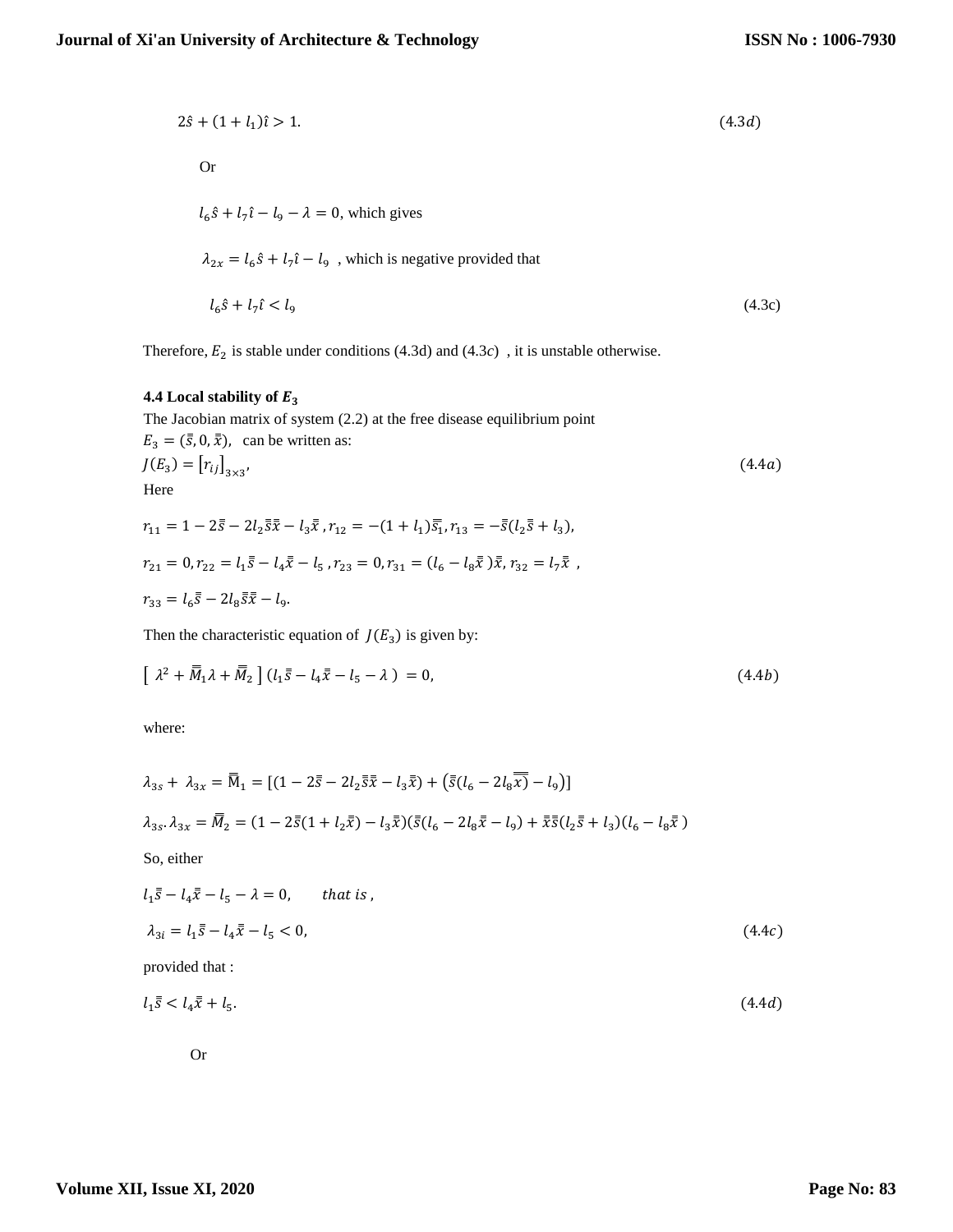$$2\hat{s} + (1 + l_1)\hat{\imath} > 1. \tag{4.3d}$$

Or

$l_6\hat{s} + l_7\hat{\imath} - l_9 - \lambda = 0$, which gives

$\lambda_{2x} = l_6\hat{s} + l_7\hat{\imath} - l_9$ , which is negative provided that

$$l_6\hat{s} + l_7\hat{\imath} < l_9 \tag{4.3c}$$

Therefore, $E_2$ is stable under conditions (4.3d) and (4.3$c$) , it is unstable otherwise.

**4.4 Local stability of $E_3$**

The Jacobian matrix of system (2.2) at the free disease equilibrium point $E_3 = (\bar{\bar{s}}, 0, \bar{\bar{x}})$, can be written as:

$$J(E_3) = [r_{ij}]_{3\times 3}, \tag{4.4a}$$

Here

$r_{11} = 1 - 2\bar{\bar{s}} - 2l_2\bar{\bar{s}}\bar{\bar{x}} - l_3\bar{\bar{x}}$ , $r_{12} = -(1 + l_1)\bar{\bar{s}}_1$, $r_{13} = -\bar{\bar{s}}(l_2\bar{\bar{s}} + l_3)$,

$r_{21} = 0$, $r_{22} = l_1\bar{\bar{s}} - l_4\bar{\bar{x}} - l_5$ , $r_{23} = 0$, $r_{31} = (l_6 - l_8\bar{\bar{x}})\bar{\bar{x}}$, $r_{32} = l_7\bar{\bar{x}}$ ,

$r_{33} = l_6\bar{\bar{s}} - 2l_8\bar{\bar{s}}\bar{\bar{x}} - l_9$.

Then the characteristic equation of $J(E_3)$ is given by:

$$[\ \lambda^2 + \bar{\bar{M}}_1\lambda + \bar{\bar{M}}_2\ ]\,(l_1\bar{\bar{s}} - l_4\bar{\bar{x}} - l_5 - \lambda\ ) = 0, \tag{4.4b}$$

where:

$$\lambda_{3s} + \lambda_{3x} = \bar{\bar{M}}_1 = [(1 - 2\bar{\bar{s}} - 2l_2\bar{\bar{s}}\bar{\bar{x}} - l_3\bar{\bar{x}}) + (\bar{\bar{s}}(l_6 - 2l_8\overline{\overline{x)}} - l_9)]$$

$$\lambda_{3s}.\lambda_{3x} = \bar{\bar{M}}_2 = (1 - 2\bar{\bar{s}}(1 + l_2\bar{\bar{x}}) - l_3\bar{\bar{x}})(\bar{\bar{s}}(l_6 - 2l_8\bar{\bar{x}} - l_9) + \bar{\bar{x}}\bar{\bar{s}}(l_2\bar{\bar{s}} + l_3)(l_6 - l_8\bar{\bar{x}}\ )$$

So, either

$l_1\bar{\bar{s}} - l_4\bar{\bar{x}} - l_5 - \lambda = 0,\qquad \textit{that is}\ ,$

$$\lambda_{3i} = l_1\bar{\bar{s}} - l_4\bar{\bar{x}} - l_5 < 0, \tag{4.4c}$$

provided that :

$$l_1\bar{\bar{s}} < l_4\bar{\bar{x}} + l_5. \tag{4.4d}$$

Or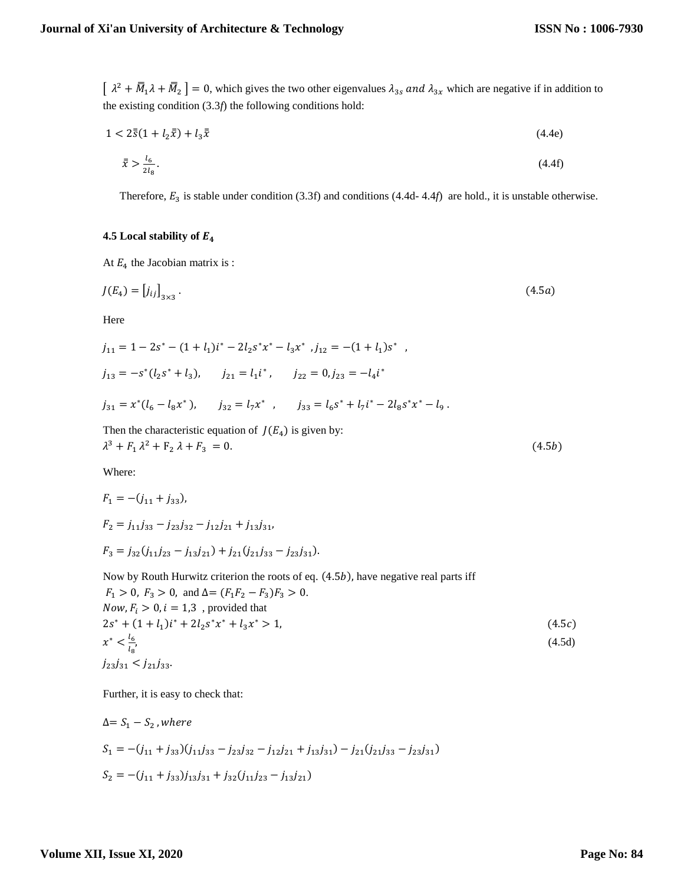$\left[\ \lambda^2 + \bar{\bar{M}}_1\lambda + \bar{\bar{M}}_2\ \right] = 0$, which gives the two other eigenvalues $\lambda_{3s}\ and\ \lambda_{3x}$ which are negative if in addition to the existing condition (3.3*f*) the following conditions hold:

$$1 < 2\bar{\bar{s}}(1 + l_2\bar{\bar{x}}) + l_3\bar{\bar{x}} \tag{4.4e}$$

$$\bar{\bar{x}} > \frac{l_6}{2l_8}. \tag{4.4f}$$

Therefore, $E_3$ is stable under condition (3.3f) and conditions (4.4d- 4.4*f*) are hold., it is unstable otherwise.

### 4.5 Local stability of $E_4$

At $E_4$ the Jacobian matrix is :

$$J(E_4) = \left[j_{ij}\right]_{3\times 3}. \tag{4.5a}$$

Here

$j_{11} = 1 - 2s^* - (1 + l_1)i^* - 2l_2s^*x^* - l_3x^*\ , j_{12} = -(1 + l_1)s^*\ ,$

$j_{13} = -s^*(l_2s^* + l_3), \quad j_{21} = l_1i^*, \quad j_{22} = 0, j_{23} = -l_4i^*$

$j_{31} = x^*(l_6 - l_8x^*), \quad j_{32} = l_7x^*\ , \quad j_{33} = l_6s^* + l_7i^* - 2l_8s^*x^* - l_9\ .$

Then the characteristic equation of $J(E_4)$ is given by:

$$\lambda^3 + F_1\lambda^2 + F_2\lambda + F_3 = 0. \tag{4.5b}$$

Where:

$F_1 = -(j_{11} + j_{33}),$

$F_2 = j_{11}j_{33} - j_{23}j_{32} - j_{12}j_{21} + j_{13}j_{31},$

$F_3 = j_{32}(j_{11}j_{23} - j_{13}j_{21}) + j_{21}(j_{21}j_{33} - j_{23}j_{31}).$

Now by Routh Hurwitz criterion the roots of eq. $(4.5b)$, have negative real parts iff $F_1 > 0,\ F_3 > 0,$ and $\Delta = (F_1F_2 - F_3)F_3 > 0.$

$Now, F_i > 0, i = 1,3$ , provided that

$$2s^* + (1 + l_1)i^* + 2l_2s^*x^* + l_3x^* > 1, \tag{4.5c}$$

$$x^* < \frac{l_6}{l_8}, \tag{4.5d}$$

$j_{23}j_{31} < j_{21}j_{33}.$

Further, it is easy to check that:

$\Delta = S_1 - S_2\ , where$

$S_1 = -(j_{11} + j_{33})(j_{11}j_{33} - j_{23}j_{32} - j_{12}j_{21} + j_{13}j_{31}) - j_{21}(j_{21}j_{33} - j_{23}j_{31})$

$S_2 = -(j_{11} + j_{33})j_{13}j_{31} + j_{32}(j_{11}j_{23} - j_{13}j_{21})$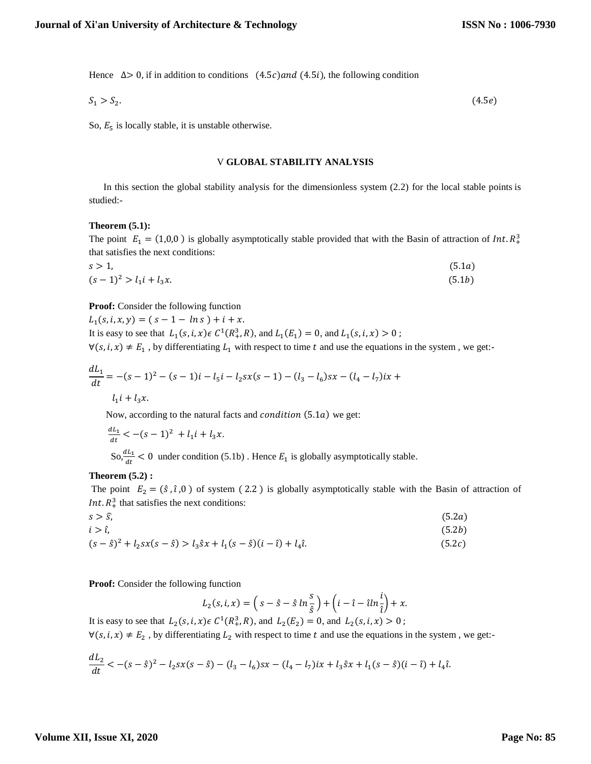Hence $\Delta > 0$, if in addition to conditions $(4.5c)$ *and* $(4.5i)$, the following condition

$$S_1 > S_2. \tag{4.5e}$$

So, $E_5$ is locally stable, it is unstable otherwise.

## V GLOBAL STABILITY ANALYSIS

In this section the global stability analysis for the dimensionless system (2.2) for the local stable points is studied:-

**Theorem (5.1):**

The point $E_1 = (1,0,0)$ is globally asymptotically stable provided that with the Basin of attraction of $Int.R_+^3$ that satisfies the next conditions:

$$s > 1, \tag{5.1a}$$

$$(s-1)^2 > l_1 i + l_3 x. \tag{5.1b}$$

**Proof:** Consider the following function

$L_1(s,i,x,y) = (s - 1 - \ln s) + i + x.$

It is easy to see that $L_1(s,i,x) \epsilon\, C^1(R_+^3, R)$, and $L_1(E_1) = 0$, and $L_1(s,i,x) > 0$ ; $\forall (s,i,x) \neq E_1$ , by differentiating $L_1$ with respect to time $t$ and use the equations in the system , we get:-

$$\frac{dL_1}{dt} = -(s-1)^2 - (s-1)i - l_5 i - l_2 sx(s-1) - (l_3 - l_6)sx - (l_4 - l_7)ix + l_1 i + l_3 x.$$

Now, according to the natural facts and *condition* $(5.1a)$ we get:

$$\frac{dL_1}{dt} < -(s-1)^2 + l_1 i + l_3 x.$$

So, $\frac{dL_1}{dt} < 0$ under condition (5.1b) . Hence $E_1$ is globally asymptotically stable.

**Theorem (5.2) :**

The point $E_2 = (\hat{s}, \hat{\imath}, 0)$ of system ( 2.2 ) is globally asymptotically stable with the Basin of attraction of $Int.R_+^3$ that satisfies the next conditions:

$$s > \hat{s}, \tag{5.2a}$$

$$i > \hat{\imath}, \tag{5.2b}$$

$$(s-\hat{s})^2 + l_2 sx(s-\hat{s}) > l_3 \hat{s} x + l_1 (s-\hat{s})(i-\hat{\imath}) + l_4 \hat{\imath}. \tag{5.2c}$$

**Proof:** Consider the following function

$$L_2(s,i,x) = \left(s - \hat{s} - \hat{s}\ln\frac{s}{\hat{s}}\right) + \left(i - \hat{\imath} - \hat{\imath}\ln\frac{i}{\hat{\imath}}\right) + x.$$

It is easy to see that $L_2(s,i,x) \epsilon\, C^1(R_+^3, R)$, and $L_2(E_2) = 0$, and $L_2(s,i,x) > 0$ ; $\forall (s,i,x) \neq E_2$ , by differentiating $L_2$ with respect to time $t$ and use the equations in the system , we get:-

$$\frac{dL_2}{dt} < -(s-\hat{s})^2 - l_2 sx(s-\hat{s}) - (l_3 - l_6)sx - (l_4 - l_7)ix + l_3 \hat{s} x + l_1 (s-\hat{s})(i-\hat{\imath}) + l_4 \hat{\imath}.$$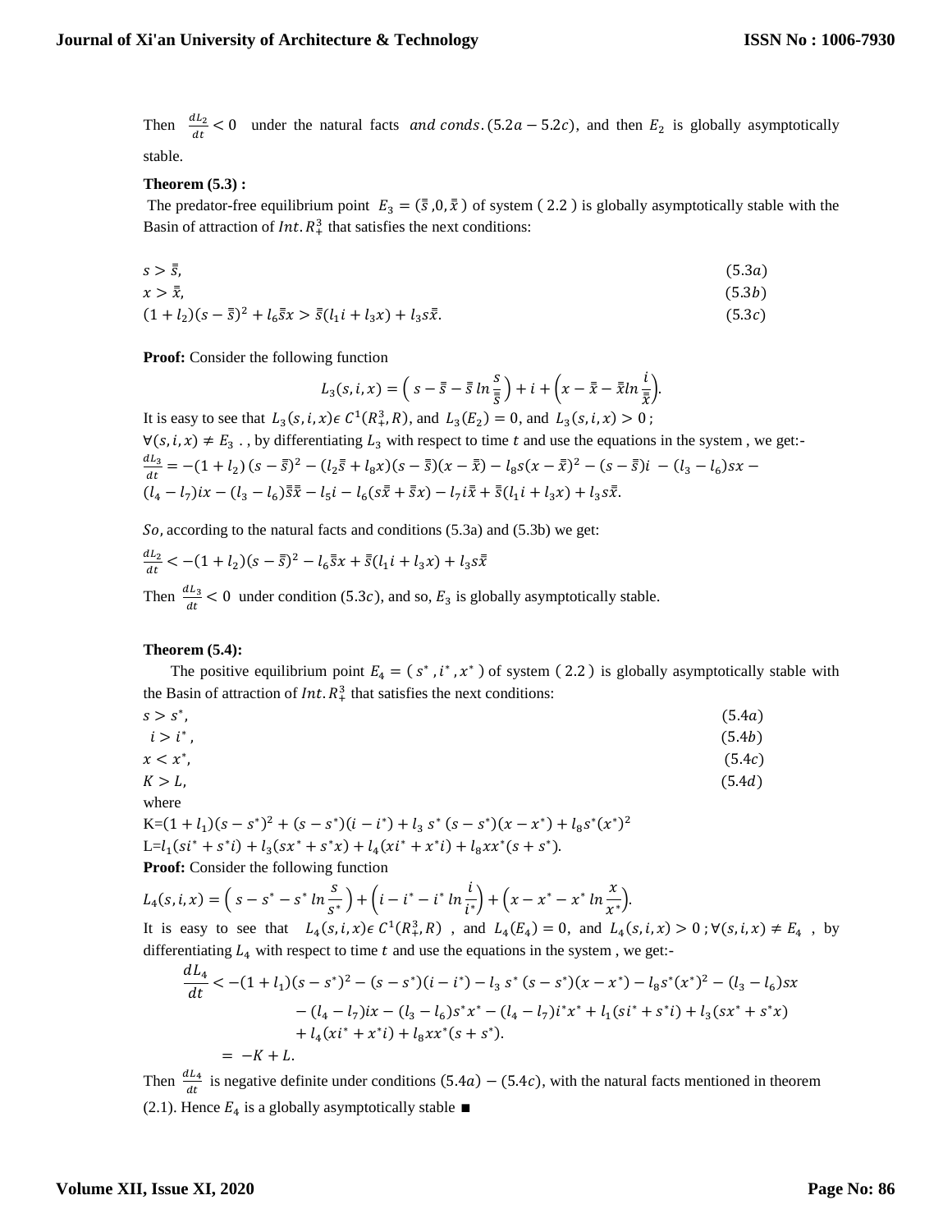Then $\frac{dL_2}{dt} < 0$ under the natural facts $and\ conds. (5.2a - 5.2c)$, and then $E_2$ is globally asymptotically stable.

**Theorem (5.3) :**

The predator-free equilibrium point $E_3 = (\bar{\bar{s}}, 0, \bar{\bar{x}})$ of system ( 2.2 ) is globally asymptotically stable with the Basin of attraction of $Int. R_+^3$ that satisfies the next conditions:

$$s > \bar{\bar{s}}, \qquad (5.3a)$$

$$x > \bar{\bar{x}}, \qquad (5.3b)$$

$$(1 + l_2)(s - \bar{\bar{s}})^2 + l_6 \bar{\bar{s}} x > \bar{\bar{s}}(l_1 i + l_3 x) + l_3 s \bar{\bar{x}}. \qquad (5.3c)$$

**Proof:** Consider the following function

$$L_3(s, i, x) = \left( s - \bar{\bar{s}} - \bar{\bar{s}} \ln \frac{s}{\bar{\bar{s}}} \right) + i + \left( x - \bar{\bar{x}} - \bar{\bar{x}} \ln \frac{i}{\bar{\bar{x}}} \right).$$

It is easy to see that $L_3(s, i, x) \epsilon\, C^1(R_+^3, R)$, and $L_3(E_2) = 0$, and $L_3(s, i, x) > 0$ ; $\forall (s, i, x) \neq E_3$ . , by differentiating $L_3$ with respect to time $t$ and use the equations in the system , we get:-

$\frac{dL_3}{dt} = -(1 + l_2)(s - \bar{\bar{s}})^2 - (l_2 \bar{\bar{s}} + l_8 x)(s - \bar{\bar{s}})(x - \bar{\bar{x}}) - l_8 s (x - \bar{\bar{x}})^2 - (s - \bar{\bar{s}}) i - (l_3 - l_6) s x - (l_4 - l_7) i x - (l_3 - l_6) \bar{\bar{s}} \bar{\bar{x}} - l_5 i - l_6 (s \bar{\bar{x}} + \bar{\bar{s}} x) - l_7 i \bar{\bar{x}} + \bar{\bar{s}}(l_1 i + l_3 x) + l_3 s \bar{\bar{x}}.$

$So,$ according to the natural facts and conditions (5.3a) and (5.3b) we get:

$\frac{dL_2}{dt} < -(1 + l_2)(s - \bar{\bar{s}})^2 - l_6 \bar{\bar{s}} x + \bar{\bar{s}}(l_1 i + l_3 x) + l_3 s \bar{\bar{x}}$

Then $\frac{dL_3}{dt} < 0$ under condition $(5.3c)$, and so, $E_3$ is globally asymptotically stable.

**Theorem (5.4):**

The positive equilibrium point $E_4 = (s^*, i^*, x^*)$ of system ( 2.2 ) is globally asymptotically stable with the Basin of attraction of $Int. R_+^3$ that satisfies the next conditions:

$$s > s^*, \qquad (5.4a)$$

$$i > i^*, \qquad (5.4b)$$

$$x < x^*, \qquad (5.4c)$$

$$K > L, \qquad (5.4d)$$

where

$K = (1 + l_1)(s - s^*)^2 + (s - s^*)(i - i^*) + l_3\, s^*\, (s - s^*)(x - x^*) + l_8 s^* (x^*)^2$

$L = l_1(s i^* + s^* i) + l_3(s x^* + s^* x) + l_4(x i^* + x^* i) + l_8 x x^* (s + s^*).$

**Proof:** Consider the following function

$$L_4(s, i, x) = \left( s - s^* - s^* \ln \frac{s}{s^*} \right) + \left( i - i^* - i^* \ln \frac{i}{i^*} \right) + \left( x - x^* - x^* \ln \frac{x}{x^*} \right).$$

It is easy to see that $L_4(s, i, x) \epsilon\, C^1(R_+^3, R)$ , and $L_4(E_4) = 0$, and $L_4(s, i, x) > 0$ ; $\forall (s, i, x) \neq E_4$ , by differentiating $L_4$ with respect to time $t$ and use the equations in the system , we get:-

$$\begin{aligned}
\frac{dL_4}{dt} &< -(1 + l_1)(s - s^*)^2 - (s - s^*)(i - i^*) - l_3\, s^*\, (s - s^*)(x - x^*) - l_8 s^* (x^*)^2 - (l_3 - l_6) s x \\
&\quad - (l_4 - l_7) i x - (l_3 - l_6) s^* x^* - (l_4 - l_7) i^* x^* + l_1(s i^* + s^* i) + l_3(s x^* + s^* x) \\
&\quad + l_4(x i^* + x^* i) + l_8 x x^* (s + s^*). \\
&= -K + L.
\end{aligned}$$

Then $\frac{dL_4}{dt}$ is negative definite under conditions $(5.4a) - (5.4c)$, with the natural facts mentioned in theorem (2.1). Hence $E_4$ is a globally asymptotically stable ∎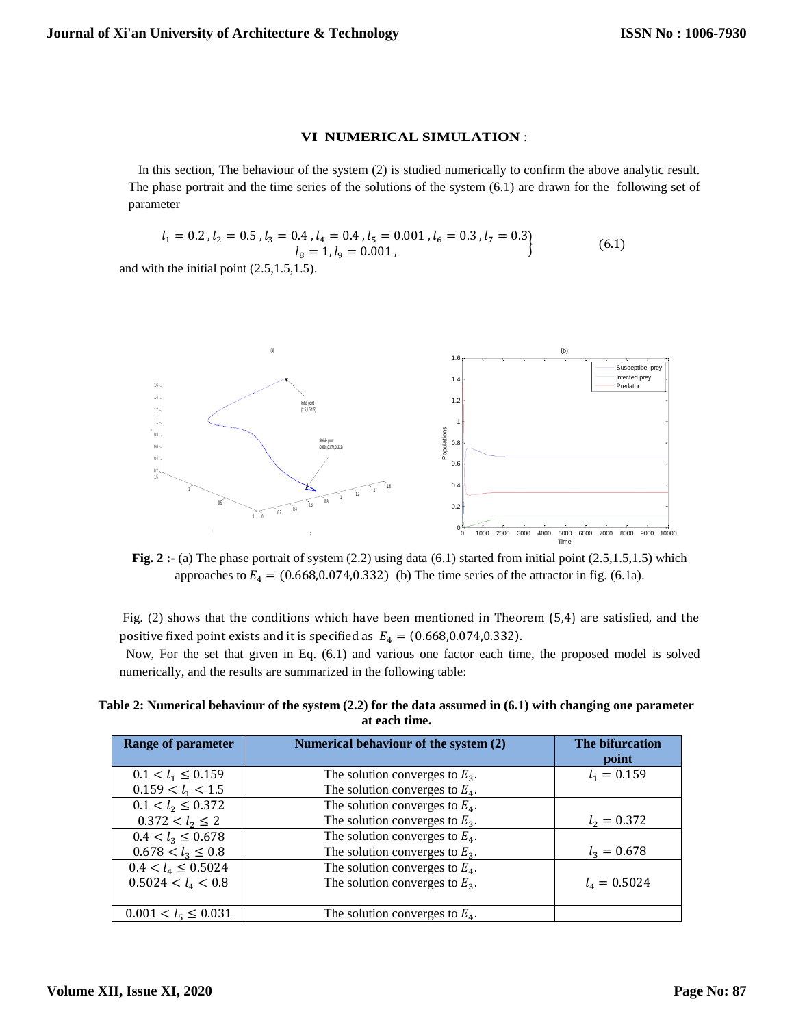## VI NUMERICAL SIMULATION :

In this section, The behaviour of the system (2) is studied numerically to confirm the above analytic result. The phase portrait and the time series of the solutions of the system (6.1) are drawn for the following set of parameter

$$\left.\begin{array}{c} l_1 = 0.2\,, l_2 = 0.5\,, l_3 = 0.4\,, l_4 = 0.4\,, l_5 = 0.001\,, l_6 = 0.3\,, l_7 = 0.3 \\ l_8 = 1, l_9 = 0.001\,, \end{array}\right\} \tag{6.1}$$

and with the initial point (2.5,1.5,1.5).

**Fig. 2 :-** (a) The phase portrait of system (2.2) using data (6.1) started from initial point (2.5,1.5,1.5) which approaches to $E_4 = (0.668, 0.074, 0.332)$ (b) The time series of the attractor in fig. (6.1a).

Fig. (2) shows that the conditions which have been mentioned in Theorem (5,4) are satisfied, and the positive fixed point exists and it is specified as $E_4 = (0.668, 0.074, 0.332)$.

Now, For the set that given in Eq. (6.1) and various one factor each time, the proposed model is solved numerically, and the results are summarized in the following table:

**Table 2: Numerical behaviour of the system (2.2) for the data assumed in (6.1) with changing one parameter at each time.**

| Range of parameter | Numerical behaviour of the system (2) | The bifurcation point |
|---|---|---|
| $0.1 < l_1 \leq 0.159$<br>$0.159 < l_1 < 1.5$ | The solution converges to $E_3$.<br>The solution converges to $E_4$. | $l_1 = 0.159$ |
| $0.1 < l_2 \leq 0.372$<br>$0.372 < l_2 \leq 2$ | The solution converges to $E_4$.<br>The solution converges to $E_3$. | $l_2 = 0.372$ |
| $0.4 < l_3 \leq 0.678$<br>$0.678 < l_3 \leq 0.8$ | The solution converges to $E_4$.<br>The solution converges to $E_3$. | $l_3 = 0.678$ |
| $0.4 < l_4 \leq 0.5024$<br>$0.5024 < l_4 < 0.8$ | The solution converges to $E_4$.<br>The solution converges to $E_3$. | $l_4 = 0.5024$ |
| $0.001 < l_5 \leq 0.031$ | The solution converges to $E_4$. | |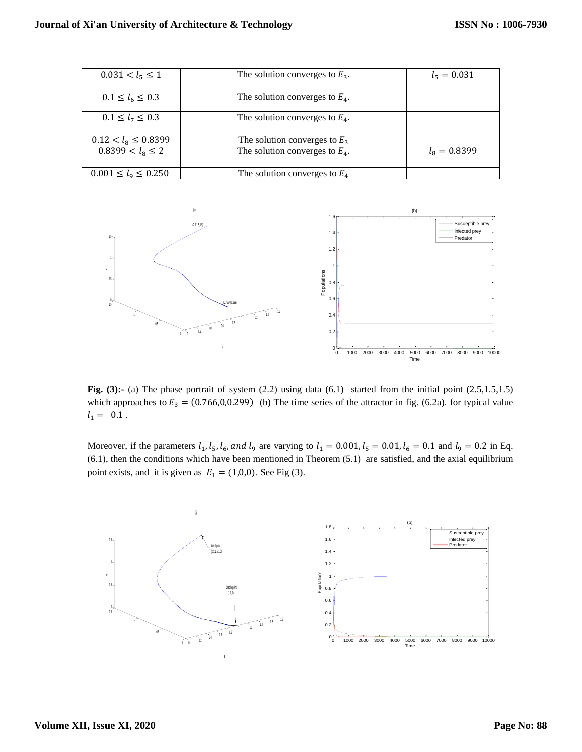| | | |
|---|---|---|
| $0.031 < l_5 \leq 1$ | The solution converges to $E_3$. | $l_5 = 0.031$ |
| $0.1 \leq l_6 \leq 0.3$ | The solution converges to $E_4$. | |
| $0.1 \leq l_7 \leq 0.3$ | The solution converges to $E_4$. | |
| $0.12 < l_8 \leq 0.8399$<br>$0.8399 < l_8 \leq 2$ | The solution converges to $E_3$<br>The solution converges to $E_4$. | $l_8 = 0.8399$ |
| $0.001 \leq l_9 \leq 0.250$ | The solution converges to $E_4$ | |

**Fig. (3):-** (a) The phase portrait of system (2.2) using data (6.1) started from the initial point (2.5,1.5,1.5) which approaches to $E_3 = (0.766,0,0.299)$ (b) The time series of the attractor in fig. (6.2a). for typical value $l_1 = 0.1$ .

Moreover, if the parameters $l_1, l_5, l_6, and\ l_9$ are varying to $l_1 = 0.001, l_5 = 0.01, l_6 = 0.1$ and $l_9 = 0.2$ in Eq. (6.1), then the conditions which have been mentioned in Theorem (5.1) are satisfied, and the axial equilibrium point exists, and it is given as $E_1 = (1,0,0)$. See Fig (3).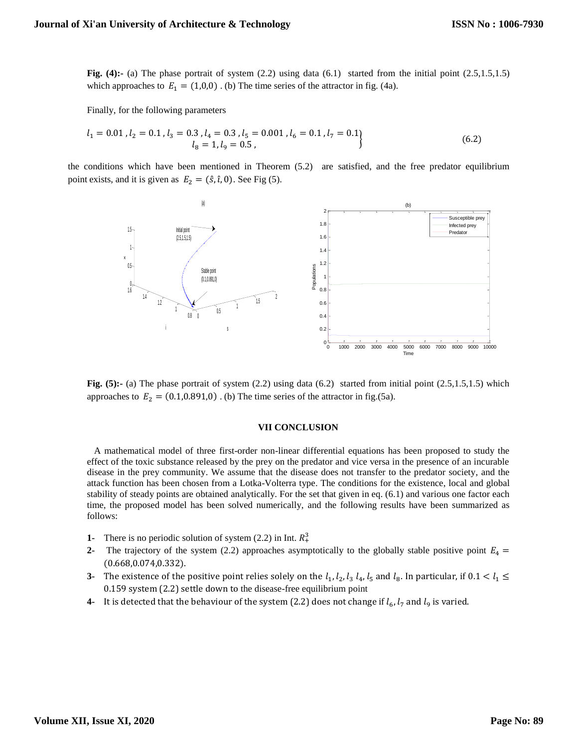**Fig. (4):-** (a) The phase portrait of system (2.2) using data (6.1) started from the initial point (2.5,1.5,1.5) which approaches to $E_1 = (1,0,0)$ . (b) The time series of the attractor in fig. (4a).

Finally, for the following parameters

$$\left.\begin{array}{c} l_1 = 0.01\,, l_2 = 0.1\,, l_3 = 0.3\,, l_4 = 0.3\,, l_5 = 0.001\,, l_6 = 0.1\,, l_7 = 0.1 \\ l_8 = 1, l_9 = 0.5\,, \end{array}\right\} \tag{6.2}$$

the conditions which have been mentioned in Theorem (5.2) are satisfied, and the free predator equilibrium point exists, and it is given as $E_2 = (\hat{s}, \hat{\imath}, 0)$. See Fig (5).

**Fig. (5):-** (a) The phase portrait of system (2.2) using data (6.2) started from initial point (2.5,1.5,1.5) which approaches to $E_2 = (0.1,0.891,0)$ . (b) The time series of the attractor in fig.(5a).

## VII CONCLUSION

A mathematical model of three first-order non-linear differential equations has been proposed to study the effect of the toxic substance released by the prey on the predator and vice versa in the presence of an incurable disease in the prey community. We assume that the disease does not transfer to the predator society, and the attack function has been chosen from a Lotka-Volterra type. The conditions for the existence, local and global stability of steady points are obtained analytically. For the set that given in eq. (6.1) and various one factor each time, the proposed model has been solved numerically, and the following results have been summarized as follows:

1- There is no periodic solution of system (2.2) in Int. $R_+^3$

2- The trajectory of the system (2.2) approaches asymptotically to the globally stable positive point $E_4 = (0.668,0.074,0.332)$.

3- The existence of the positive point relies solely on the $l_1, l_2, l_3$ $l_4, l_5$ and $l_8$. In particular, if $0.1 < l_1 \leq 0.159$ system (2.2) settle down to the disease-free equilibrium point

4- It is detected that the behaviour of the system (2.2) does not change if $l_6, l_7$ and $l_9$ is varied.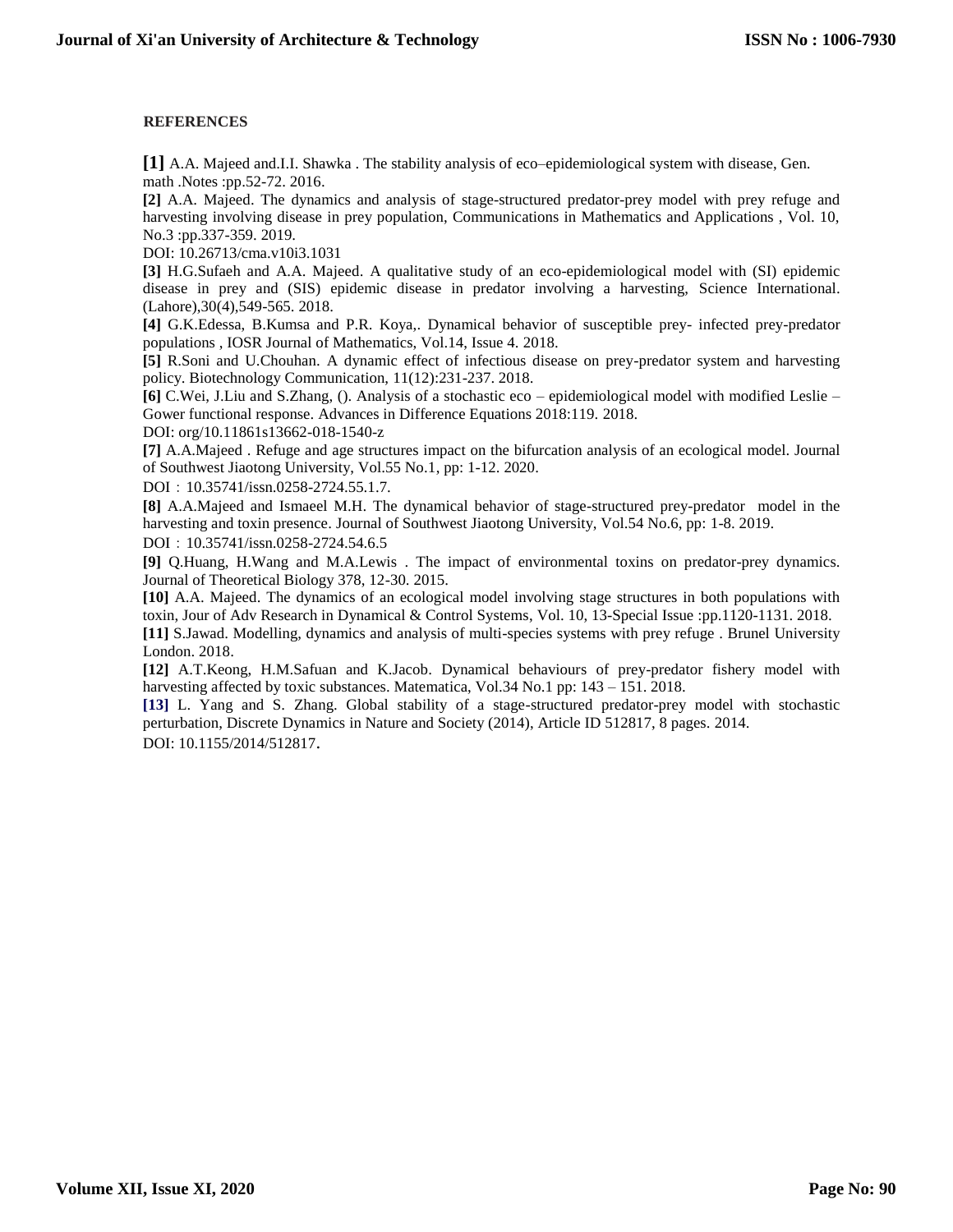## REFERENCES

**[1]** A.A. Majeed and.I.I. Shawka . The stability analysis of eco–epidemiological system with disease, Gen. math .Notes :pp.52-72. 2016.

**[2]** A.A. Majeed. The dynamics and analysis of stage-structured predator-prey model with prey refuge and harvesting involving disease in prey population, Communications in Mathematics and Applications , Vol. 10, No.3 :pp.337-359. 2019.
DOI: 10.26713/cma.v10i3.1031

**[3]** H.G.Sufaeh and A.A. Majeed. A qualitative study of an eco-epidemiological model with (SI) epidemic disease in prey and (SIS) epidemic disease in predator involving a harvesting, Science International. (Lahore),30(4),549-565. 2018.

**[4]** G.K.Edessa, B.Kumsa and P.R. Koya,. Dynamical behavior of susceptible prey- infected prey-predator populations , IOSR Journal of Mathematics, Vol.14, Issue 4. 2018.

**[5]** R.Soni and U.Chouhan. A dynamic effect of infectious disease on prey-predator system and harvesting policy. Biotechnology Communication, 11(12):231-237. 2018.

**[6]** C.Wei, J.Liu and S.Zhang, (). Analysis of a stochastic eco – epidemiological model with modified Leslie – Gower functional response. Advances in Difference Equations 2018:119. 2018.
DOI: org/10.11861s13662-018-1540-z

**[7]** A.A.Majeed . Refuge and age structures impact on the bifurcation analysis of an ecological model. Journal of Southwest Jiaotong University, Vol.55 No.1, pp: 1-12. 2020.
DOI：10.35741/issn.0258-2724.55.1.7.

**[8]** A.A.Majeed and Ismaeel M.H. The dynamical behavior of stage-structured prey-predator model in the harvesting and toxin presence. Journal of Southwest Jiaotong University, Vol.54 No.6, pp: 1-8. 2019.
DOI：10.35741/issn.0258-2724.54.6.5

**[9]** Q.Huang, H.Wang and M.A.Lewis . The impact of environmental toxins on predator-prey dynamics. Journal of Theoretical Biology 378, 12-30. 2015.

**[10]** A.A. Majeed. The dynamics of an ecological model involving stage structures in both populations with toxin, Jour of Adv Research in Dynamical & Control Systems, Vol. 10, 13-Special Issue :pp.1120-1131. 2018.

**[11]** S.Jawad. Modelling, dynamics and analysis of multi-species systems with prey refuge . Brunel University London. 2018.

**[12]** A.T.Keong, H.M.Safuan and K.Jacob. Dynamical behaviours of prey-predator fishery model with harvesting affected by toxic substances. Matematica, Vol.34 No.1 pp: 143 – 151. 2018.

**[13]** L. Yang and S. Zhang. Global stability of a stage-structured predator-prey model with stochastic perturbation, Discrete Dynamics in Nature and Society (2014), Article ID 512817, 8 pages. 2014.
DOI: 10.1155/2014/512817.